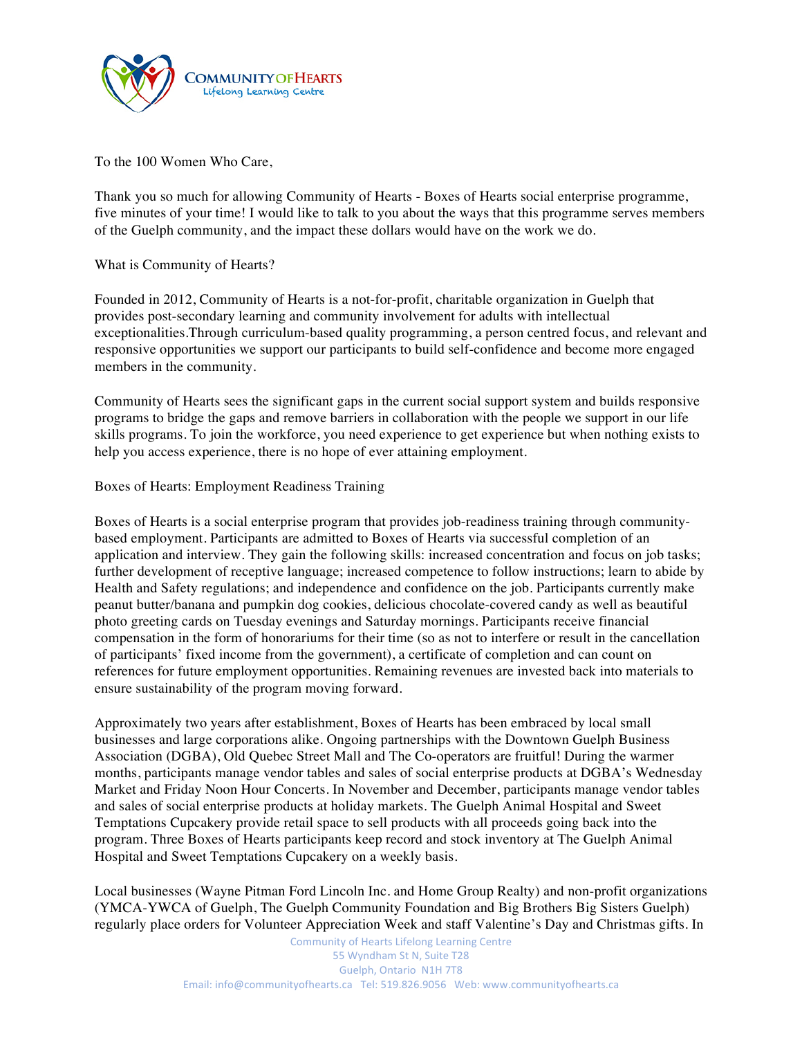To the 100 Women Who Care,

Thank you so much for allowing Community of Hearts - Boxes of Hearts social enterprise programme, five minutes of your time! I would like to talk to you about the ways that this programme serves members of the Guelph community, and the impact these dollars would have on the work we do.

What is Community of Hearts?

Founded in 2012, Community of Hearts is a not-for-profit, charitable organization in Guelph that provides post-secondary learning and community involvement for adults with intellectual exceptionalities.Through curriculum-based quality programming, a person centred focus, and relevant and responsive opportunities we support our participants to build self-confidence and become more engaged members in the community.

Community of Hearts sees the significant gaps in the current social support system and builds responsive programs to bridge the gaps and remove barriers in collaboration with the people we support in our life skills programs. To join the workforce, you need experience to get experience but when nothing exists to help you access experience, there is no hope of ever attaining employment.

Boxes of Hearts: Employment Readiness Training

Boxes of Hearts is a social enterprise program that provides job-readiness training through community-based employment. Participants are admitted to Boxes of Hearts via successful completion of an application and interview. They gain the following skills: increased concentration and focus on job tasks; further development of receptive language; increased competence to follow instructions; learn to abide by Health and Safety regulations; and independence and confidence on the job. Participants currently make peanut butter/banana and pumpkin dog cookies, delicious chocolate-covered candy as well as beautiful photo greeting cards on Tuesday evenings and Saturday mornings. Participants receive financial compensation in the form of honorariums for their time (so as not to interfere or result in the cancellation of participants' fixed income from the government), a certificate of completion and can count on references for future employment opportunities. Remaining revenues are invested back into materials to ensure sustainability of the program moving forward.

Approximately two years after establishment, Boxes of Hearts has been embraced by local small businesses and large corporations alike. Ongoing partnerships with the Downtown Guelph Business Association (DGBA), Old Quebec Street Mall and The Co-operators are fruitful! During the warmer months, participants manage vendor tables and sales of social enterprise products at DGBA's Wednesday Market and Friday Noon Hour Concerts. In November and December, participants manage vendor tables and sales of social enterprise products at holiday markets. The Guelph Animal Hospital and Sweet Temptations Cupcakery provide retail space to sell products with all proceeds going back into the program. Three Boxes of Hearts participants keep record and stock inventory at The Guelph Animal Hospital and Sweet Temptations Cupcakery on a weekly basis.

Local businesses (Wayne Pitman Ford Lincoln Inc. and Home Group Realty) and non-profit organizations (YMCA-YWCA of Guelph, The Guelph Community Foundation and Big Brothers Big Sisters Guelph) regularly place orders for Volunteer Appreciation Week and staff Valentine's Day and Christmas gifts. In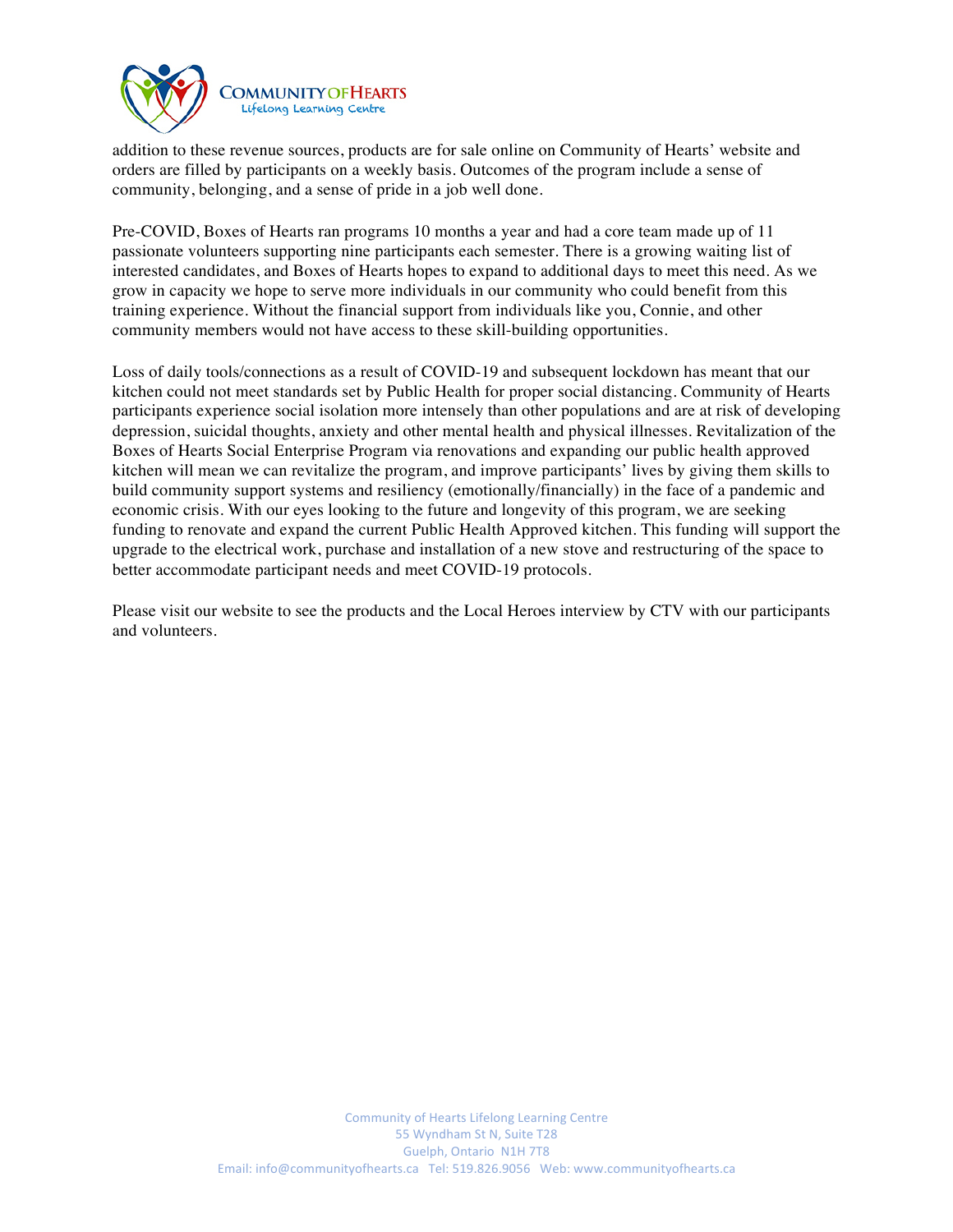addition to these revenue sources, products are for sale online on Community of Hearts' website and orders are filled by participants on a weekly basis. Outcomes of the program include a sense of community, belonging, and a sense of pride in a job well done.

Pre-COVID, Boxes of Hearts ran programs 10 months a year and had a core team made up of 11 passionate volunteers supporting nine participants each semester. There is a growing waiting list of interested candidates, and Boxes of Hearts hopes to expand to additional days to meet this need. As we grow in capacity we hope to serve more individuals in our community who could benefit from this training experience. Without the financial support from individuals like you, Connie, and other community members would not have access to these skill-building opportunities.

Loss of daily tools/connections as a result of COVID-19 and subsequent lockdown has meant that our kitchen could not meet standards set by Public Health for proper social distancing. Community of Hearts participants experience social isolation more intensely than other populations and are at risk of developing depression, suicidal thoughts, anxiety and other mental health and physical illnesses. Revitalization of the Boxes of Hearts Social Enterprise Program via renovations and expanding our public health approved kitchen will mean we can revitalize the program, and improve participants' lives by giving them skills to build community support systems and resiliency (emotionally/financially) in the face of a pandemic and economic crisis. With our eyes looking to the future and longevity of this program, we are seeking funding to renovate and expand the current Public Health Approved kitchen. This funding will support the upgrade to the electrical work, purchase and installation of a new stove and restructuring of the space to better accommodate participant needs and meet COVID-19 protocols.

Please visit our website to see the products and the Local Heroes interview by CTV with our participants and volunteers.